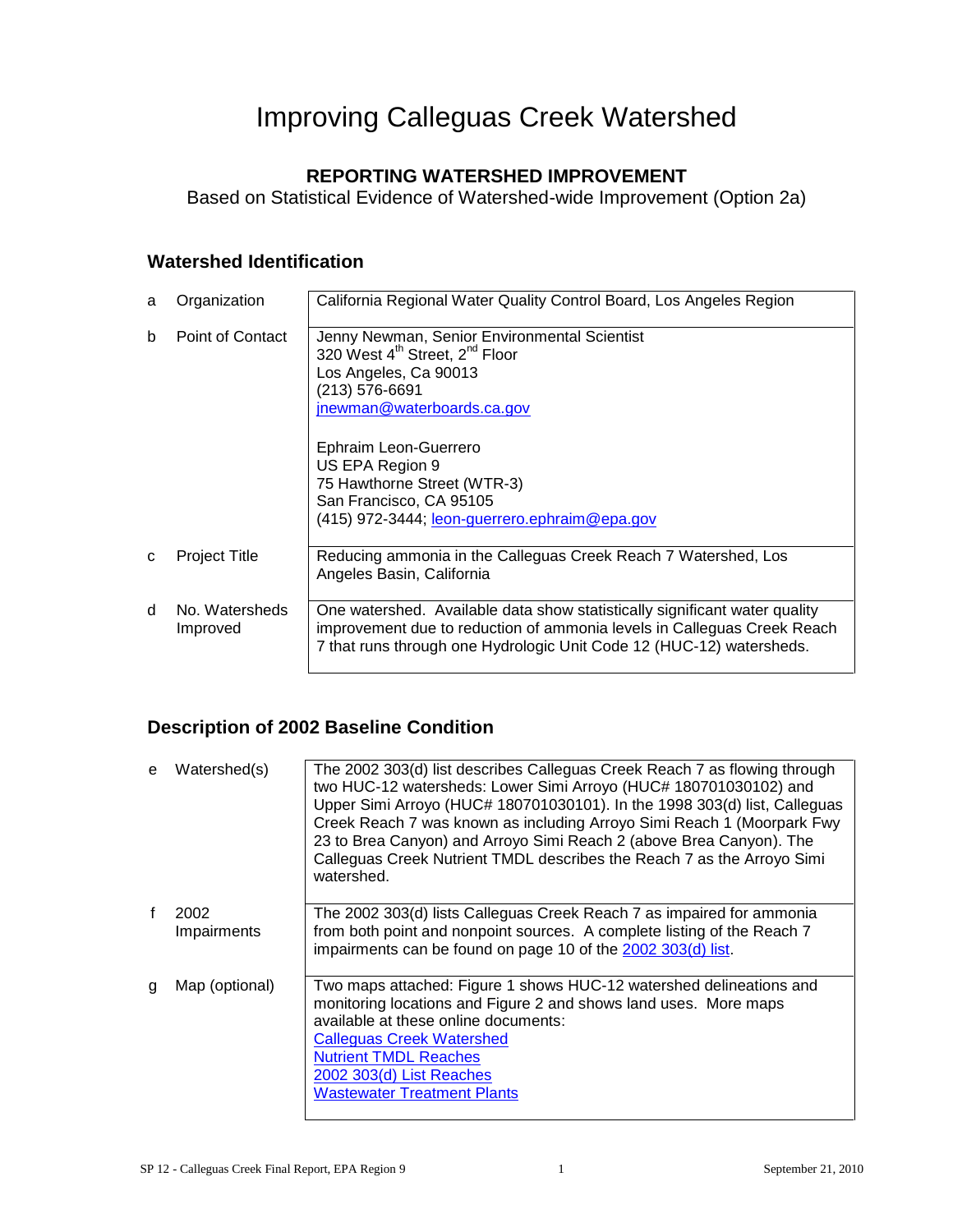# Improving Calleguas Creek Watershed

**REPORTING WATERSHED IMPROVEMENT**

Based on Statistical Evidence of Watershed-wide Improvement (Option 2a)

## Watershed Identification

| | | |
|---|---|---|
| a | Organization | California Regional Water Quality Control Board, Los Angeles Region |
| b | Point of Contact | Jenny Newman, Senior Environmental Scientist<br>320 West 4th Street, 2nd Floor<br>Los Angeles, Ca 90013<br>(213) 576-6691<br>jnewman@waterboards.ca.gov<br><br>Ephraim Leon-Guerrero<br>US EPA Region 9<br>75 Hawthorne Street (WTR-3)<br>San Francisco, CA 95105<br>(415) 972-3444; leon-guerrero.ephraim@epa.gov |
| c | Project Title | Reducing ammonia in the Calleguas Creek Reach 7 Watershed, Los Angeles Basin, California |
| d | No. Watersheds Improved | One watershed. Available data show statistically significant water quality improvement due to reduction of ammonia levels in Calleguas Creek Reach 7 that runs through one Hydrologic Unit Code 12 (HUC-12) watersheds. |

## Description of 2002 Baseline Condition

| | | |
|---|---|---|
| e | Watershed(s) | The 2002 303(d) list describes Calleguas Creek Reach 7 as flowing through two HUC-12 watersheds: Lower Simi Arroyo (HUC# 180701030102) and Upper Simi Arroyo (HUC# 180701030101). In the 1998 303(d) list, Calleguas Creek Reach 7 was known as including Arroyo Simi Reach 1 (Moorpark Fwy 23 to Brea Canyon) and Arroyo Simi Reach 2 (above Brea Canyon). The Calleguas Creek Nutrient TMDL describes the Reach 7 as the Arroyo Simi watershed. |
| f | 2002 Impairments | The 2002 303(d) lists Calleguas Creek Reach 7 as impaired for ammonia from both point and nonpoint sources. A complete listing of the Reach 7 impairments can be found on page 10 of the 2002 303(d) list. |
| g | Map (optional) | Two maps attached: Figure 1 shows HUC-12 watershed delineations and monitoring locations and Figure 2 and shows land uses. More maps available at these online documents:<br>Calleguas Creek Watershed<br>Nutrient TMDL Reaches<br>2002 303(d) List Reaches<br>Wastewater Treatment Plants |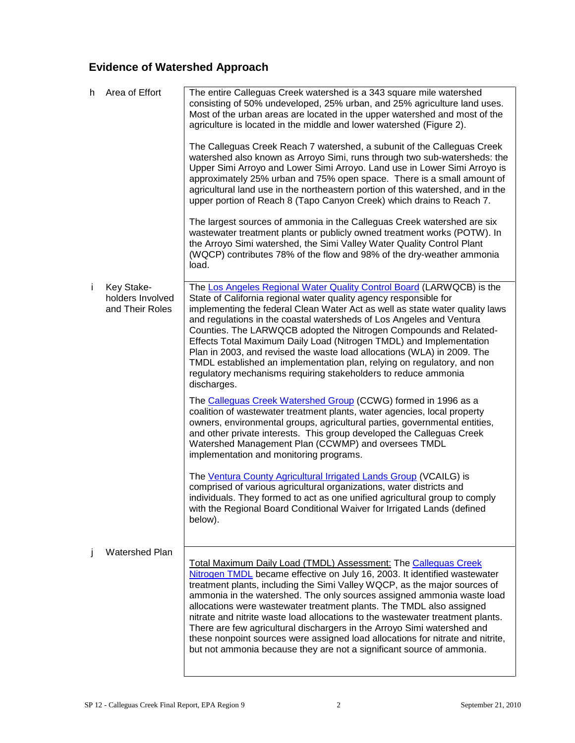## Evidence of Watershed Approach

| | | |
|---|---|---|
| h | Area of Effort | The entire Calleguas Creek watershed is a 343 square mile watershed consisting of 50% undeveloped, 25% urban, and 25% agriculture land uses. Most of the urban areas are located in the upper watershed and most of the agriculture is located in the middle and lower watershed (Figure 2).<br><br>The Calleguas Creek Reach 7 watershed, a subunit of the Calleguas Creek watershed also known as Arroyo Simi, runs through two sub-watersheds: the Upper Simi Arroyo and Lower Simi Arroyo. Land use in Lower Simi Arroyo is approximately 25% urban and 75% open space. There is a small amount of agricultural land use in the northeastern portion of this watershed, and in the upper portion of Reach 8 (Tapo Canyon Creek) which drains to Reach 7.<br><br>The largest sources of ammonia in the Calleguas Creek watershed are six wastewater treatment plants or publicly owned treatment works (POTW). In the Arroyo Simi watershed, the Simi Valley Water Quality Control Plant (WQCP) contributes 78% of the flow and 98% of the dry-weather ammonia load. |
| i | Key Stake-holders Involved and Their Roles | The Los Angeles Regional Water Quality Control Board (LARWQCB) is the State of California regional water quality agency responsible for implementing the federal Clean Water Act as well as state water quality laws and regulations in the coastal watersheds of Los Angeles and Ventura Counties. The LARWQCB adopted the Nitrogen Compounds and Related-Effects Total Maximum Daily Load (Nitrogen TMDL) and Implementation Plan in 2003, and revised the waste load allocations (WLA) in 2009. The TMDL established an implementation plan, relying on regulatory, and non regulatory mechanisms requiring stakeholders to reduce ammonia discharges.<br><br>The Calleguas Creek Watershed Group (CCWG) formed in 1996 as a coalition of wastewater treatment plants, water agencies, local property owners, environmental groups, agricultural parties, governmental entities, and other private interests. This group developed the Calleguas Creek Watershed Management Plan (CCWMP) and oversees TMDL implementation and monitoring programs.<br><br>The Ventura County Agricultural Irrigated Lands Group (VCAILG) is comprised of various agricultural organizations, water districts and individuals. They formed to act as one unified agricultural group to comply with the Regional Board Conditional Waiver for Irrigated Lands (defined below). |
| j | Watershed Plan | Total Maximum Daily Load (TMDL) Assessment: The Calleguas Creek Nitrogen TMDL became effective on July 16, 2003. It identified wastewater treatment plants, including the Simi Valley WQCP, as the major sources of ammonia in the watershed. The only sources assigned ammonia waste load allocations were wastewater treatment plants. The TMDL also assigned nitrate and nitrite waste load allocations to the wastewater treatment plants. There are few agricultural dischargers in the Arroyo Simi watershed and these nonpoint sources were assigned load allocations for nitrate and nitrite, but not ammonia because they are not a significant source of ammonia. |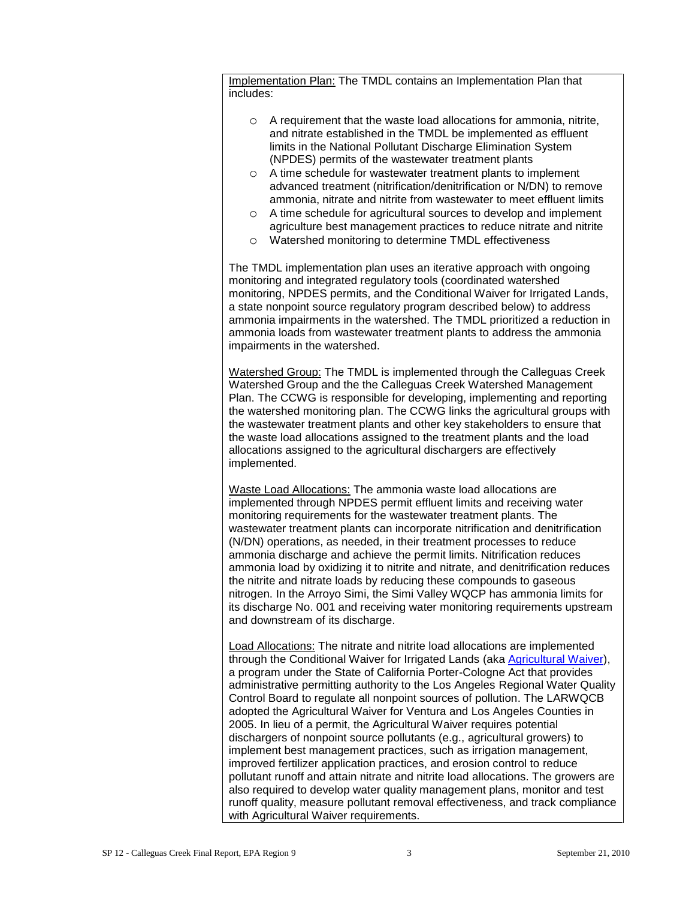Implementation Plan: The TMDL contains an Implementation Plan that includes:

- A requirement that the waste load allocations for ammonia, nitrite, and nitrate established in the TMDL be implemented as effluent limits in the National Pollutant Discharge Elimination System (NPDES) permits of the wastewater treatment plants
- A time schedule for wastewater treatment plants to implement advanced treatment (nitrification/denitrification or N/DN) to remove ammonia, nitrate and nitrite from wastewater to meet effluent limits
- A time schedule for agricultural sources to develop and implement agriculture best management practices to reduce nitrate and nitrite
- Watershed monitoring to determine TMDL effectiveness

The TMDL implementation plan uses an iterative approach with ongoing monitoring and integrated regulatory tools (coordinated watershed monitoring, NPDES permits, and the Conditional Waiver for Irrigated Lands, a state nonpoint source regulatory program described below) to address ammonia impairments in the watershed. The TMDL prioritized a reduction in ammonia loads from wastewater treatment plants to address the ammonia impairments in the watershed.

Watershed Group: The TMDL is implemented through the Calleguas Creek Watershed Group and the the Calleguas Creek Watershed Management Plan. The CCWG is responsible for developing, implementing and reporting the watershed monitoring plan. The CCWG links the agricultural groups with the wastewater treatment plants and other key stakeholders to ensure that the waste load allocations assigned to the treatment plants and the load allocations assigned to the agricultural dischargers are effectively implemented.

Waste Load Allocations: The ammonia waste load allocations are implemented through NPDES permit effluent limits and receiving water monitoring requirements for the wastewater treatment plants. The wastewater treatment plants can incorporate nitrification and denitrification (N/DN) operations, as needed, in their treatment processes to reduce ammonia discharge and achieve the permit limits. Nitrification reduces ammonia load by oxidizing it to nitrite and nitrate, and denitrification reduces the nitrite and nitrate loads by reducing these compounds to gaseous nitrogen. In the Arroyo Simi, the Simi Valley WQCP has ammonia limits for its discharge No. 001 and receiving water monitoring requirements upstream and downstream of its discharge.

Load Allocations: The nitrate and nitrite load allocations are implemented through the Conditional Waiver for Irrigated Lands (aka Agricultural Waiver), a program under the State of California Porter-Cologne Act that provides administrative permitting authority to the Los Angeles Regional Water Quality Control Board to regulate all nonpoint sources of pollution. The LARWQCB adopted the Agricultural Waiver for Ventura and Los Angeles Counties in 2005. In lieu of a permit, the Agricultural Waiver requires potential dischargers of nonpoint source pollutants (e.g., agricultural growers) to implement best management practices, such as irrigation management, improved fertilizer application practices, and erosion control to reduce pollutant runoff and attain nitrate and nitrite load allocations. The growers are also required to develop water quality management plans, monitor and test runoff quality, measure pollutant removal effectiveness, and track compliance with Agricultural Waiver requirements.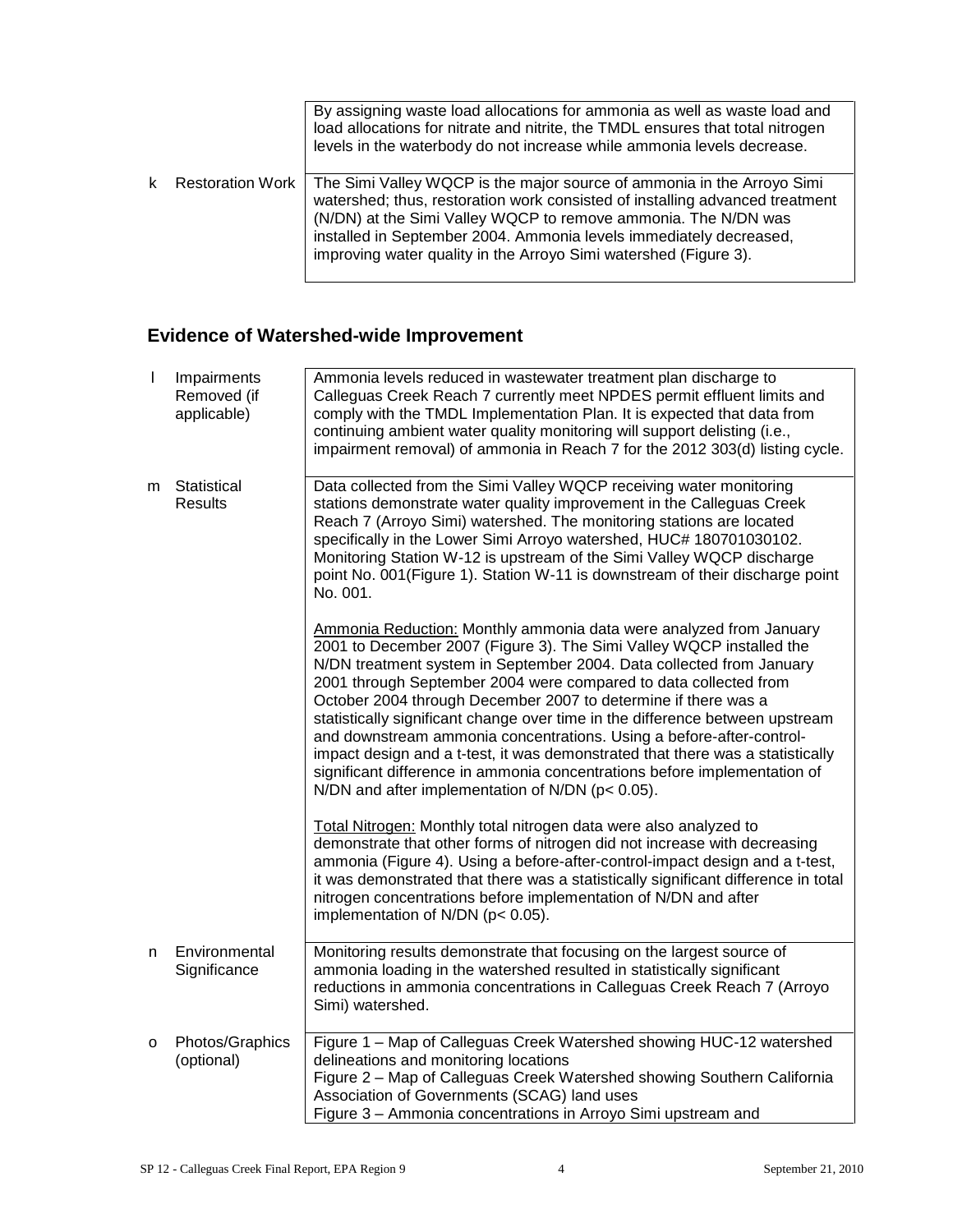| | | |
|---|---|---|
| | | By assigning waste load allocations for ammonia as well as waste load and load allocations for nitrate and nitrite, the TMDL ensures that total nitrogen levels in the waterbody do not increase while ammonia levels decrease. |
| k | Restoration Work | The Simi Valley WQCP is the major source of ammonia in the Arroyo Simi watershed; thus, restoration work consisted of installing advanced treatment (N/DN) at the Simi Valley WQCP to remove ammonia. The N/DN was installed in September 2004. Ammonia levels immediately decreased, improving water quality in the Arroyo Simi watershed (Figure 3). |

## Evidence of Watershed-wide Improvement

| | | |
|---|---|---|
| l | Impairments Removed (if applicable) | Ammonia levels reduced in wastewater treatment plan discharge to Calleguas Creek Reach 7 currently meet NPDES permit effluent limits and comply with the TMDL Implementation Plan. It is expected that data from continuing ambient water quality monitoring will support delisting (i.e., impairment removal) of ammonia in Reach 7 for the 2012 303(d) listing cycle. |
| m | Statistical Results | Data collected from the Simi Valley WQCP receiving water monitoring stations demonstrate water quality improvement in the Calleguas Creek Reach 7 (Arroyo Simi) watershed. The monitoring stations are located specifically in the Lower Simi Arroyo watershed, HUC# 180701030102. Monitoring Station W-12 is upstream of the Simi Valley WQCP discharge point No. 001(Figure 1). Station W-11 is downstream of their discharge point No. 001.<br><br>Ammonia Reduction: Monthly ammonia data were analyzed from January 2001 to December 2007 (Figure 3). The Simi Valley WQCP installed the N/DN treatment system in September 2004. Data collected from January 2001 through September 2004 were compared to data collected from October 2004 through December 2007 to determine if there was a statistically significant change over time in the difference between upstream and downstream ammonia concentrations. Using a before-after-control-impact design and a t-test, it was demonstrated that there was a statistically significant difference in ammonia concentrations before implementation of N/DN and after implementation of N/DN ($p < 0.05$).<br><br>Total Nitrogen: Monthly total nitrogen data were also analyzed to demonstrate that other forms of nitrogen did not increase with decreasing ammonia (Figure 4). Using a before-after-control-impact design and a t-test, it was demonstrated that there was a statistically significant difference in total nitrogen concentrations before implementation of N/DN and after implementation of N/DN ($p < 0.05$). |
| n | Environmental Significance | Monitoring results demonstrate that focusing on the largest source of ammonia loading in the watershed resulted in statistically significant reductions in ammonia concentrations in Calleguas Creek Reach 7 (Arroyo Simi) watershed. |
| o | Photos/Graphics (optional) | Figure 1 – Map of Calleguas Creek Watershed showing HUC-12 watershed delineations and monitoring locations<br>Figure 2 – Map of Calleguas Creek Watershed showing Southern California Association of Governments (SCAG) land uses<br>Figure 3 – Ammonia concentrations in Arroyo Simi upstream and |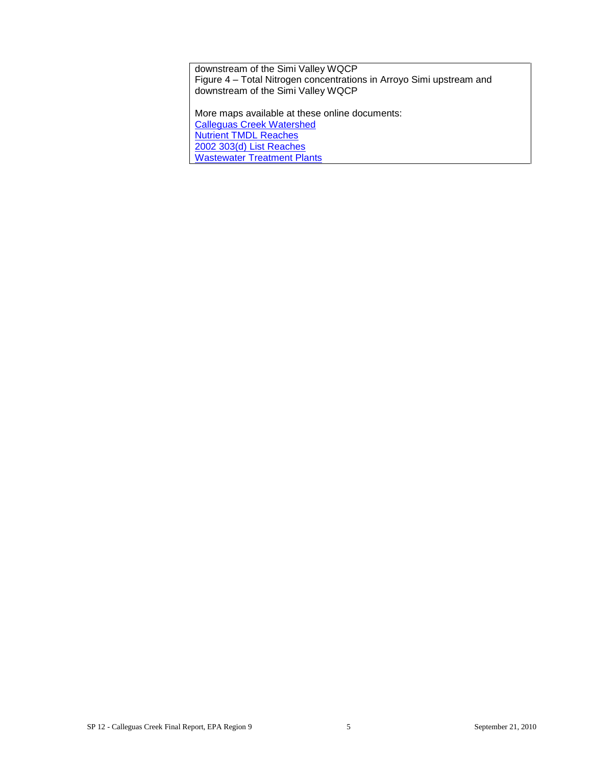downstream of the Simi Valley WQCP
Figure 4 – Total Nitrogen concentrations in Arroyo Simi upstream and downstream of the Simi Valley WQCP

More maps available at these online documents:
Calleguas Creek Watershed
Nutrient TMDL Reaches
2002 303(d) List Reaches
Wastewater Treatment Plants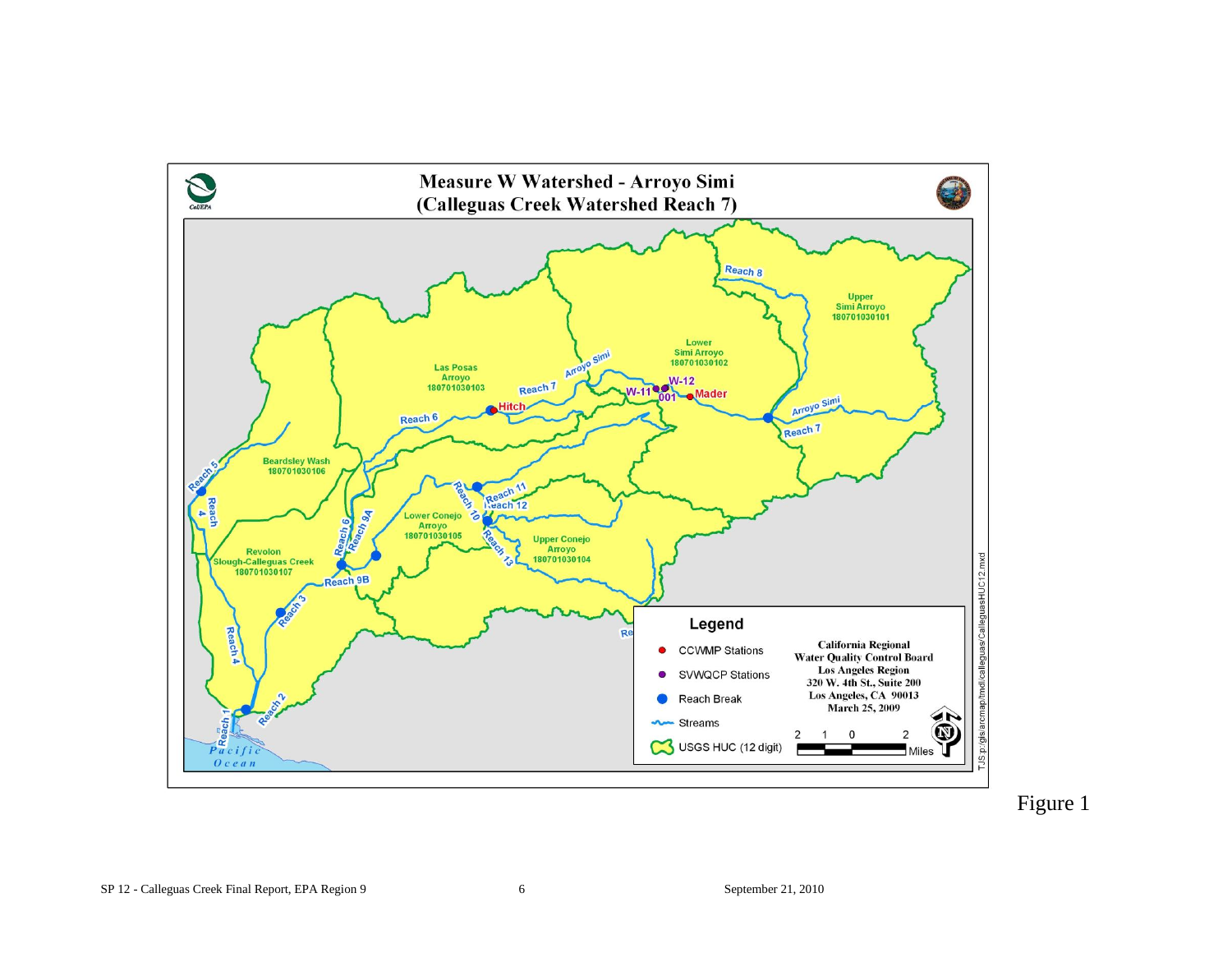# Measure W Watershed - Arroyo Simi
## (Calleguas Creek Watershed Reach 7)

Upper Simi Arroyo 180701030101

Lower Simi Arroyo 180701030102

Las Posas Arroyo 180701030103

Upper Conejo Arroyo 180701030104

Lower Conejo Arroyo 180701030105

Beardsley Wash 180701030106

Revolon Slough-Calleguas Creek 180701030107

Reach 1, Reach 2, Reach 3, Reach 4, Reach 5, Reach 6, Reach 7, Reach 8, Reach 9A, Reach 9B, Reach 10, Reach 11, Reach 12, Reach 13

Arroyo Simi

Hitch, Mader, W-11, W-12, 001

Pacific Ocean

**Legend**

- CCWMP Stations
- SVWQCP Stations
- Reach Break
- Streams
- USGS HUC (12 digit)

2 1 0 2 Miles

California Regional Water Quality Control Board
Los Angeles Region
320 W. 4th St., Suite 200
Los Angeles, CA 90013
March 25, 2009

TJS:p:/gis/arcmap/tmdl/calleguas/CalleguasHUC12.mxd

Figure 1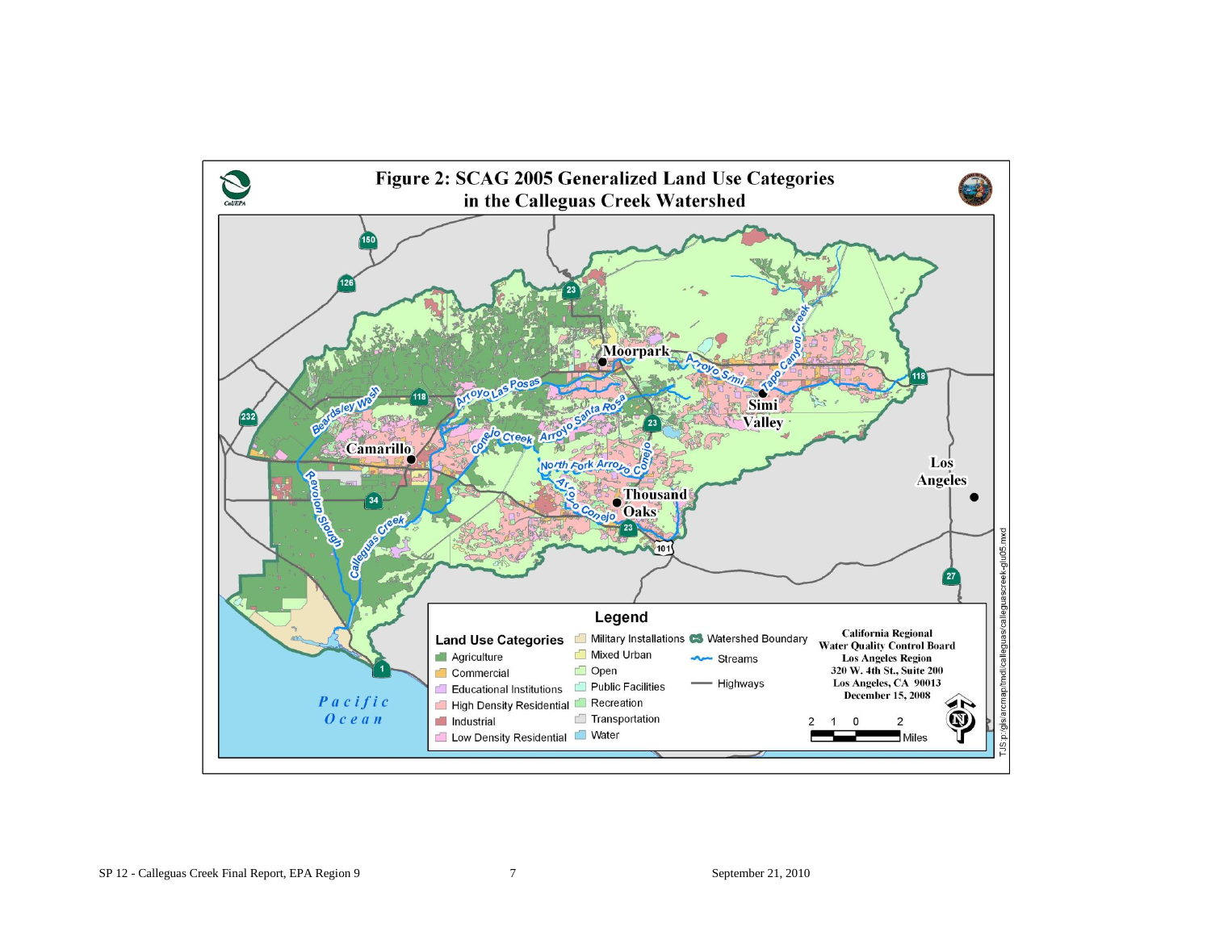**Figure 2: SCAG 2005 Generalized Land Use Categories in the Calleguas Creek Watershed**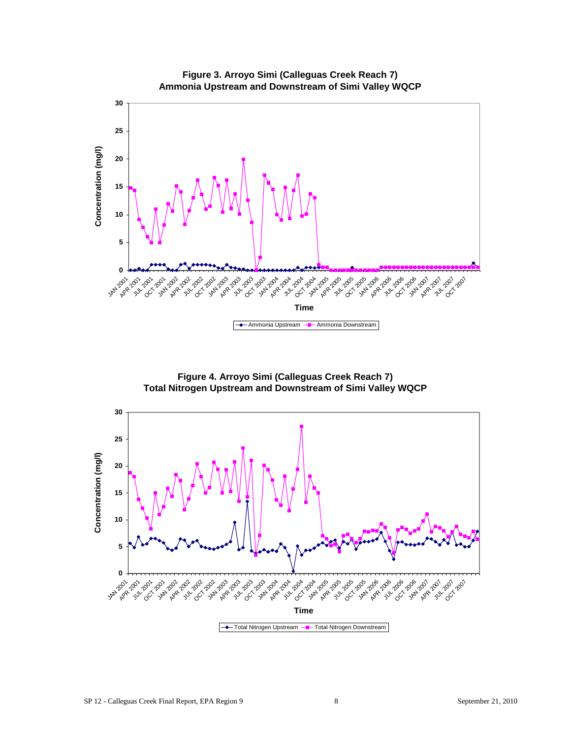**Figure 3. Arroyo Simi (Calleguas Creek Reach 7)**
**Ammonia Upstream and Downstream of Simi Valley WQCP**

Concentration (mg/l)

30
25
20
15
10
5
0

JAN 2001 APR 2001 JUL 2001 OCT 2001 JAN 2002 APR 2002 JUL 2002 OCT 2002 JAN 2003 APR 2003 JUL 2003 OCT 2003 JAN 2004 APR 2004 JUL 2004 OCT 2004 JAN 2005 APR 2005 JUL 2005 OCT 2005 JAN 2006 APR 2006 JUL 2006 OCT 2006 JAN 2007 APR 2007 JUL 2007 OCT 2007

Time

Ammonia Upstream    Ammonia Downstream

**Figure 4. Arroyo Simi (Calleguas Creek Reach 7)**
**Total Nitrogen Upstream and Downstream of Simi Valley WQCP**

Concentration (mg/l)

30
25
20
15
10
5
0

JAN 2001 APR 2001 JUL 2001 OCT 2001 JAN 2002 APR 2002 JUL 2002 OCT 2002 JAN 2003 APR 2003 JUL 2003 OCT 2003 JAN 2004 APR 2004 JUL 2004 OCT 2004 JAN 2005 APR 2005 JUL 2005 OCT 2005 JAN 2006 APR 2006 JUL 2006 OCT 2006 JAN 2007 APR 2007 JUL 2007 OCT 2007

Time

Total Nitrogen Upstream    Total Nitrogen Downstream